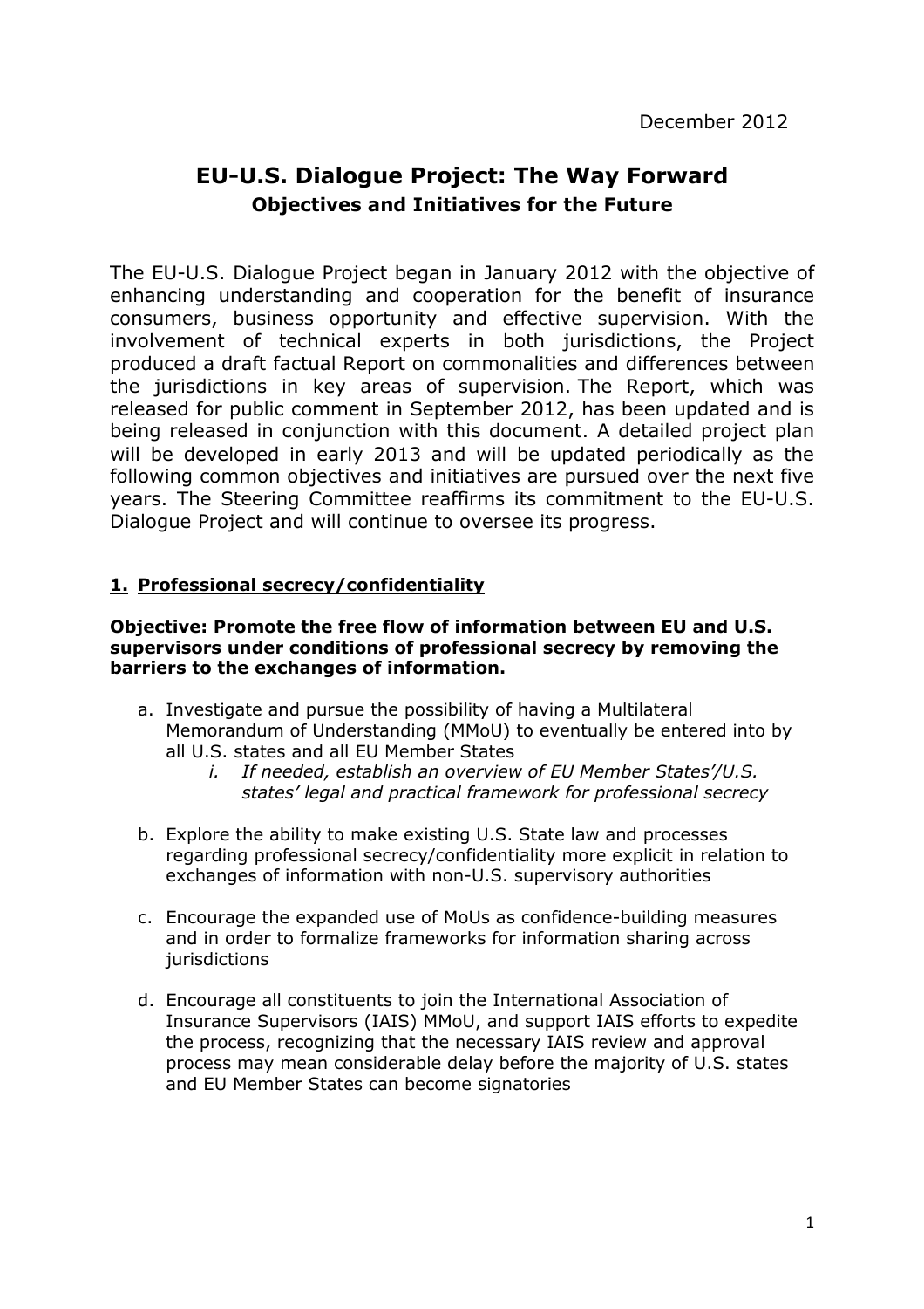December 2012

# EU-U.S. Dialogue Project: The Way Forward

## Objectives and Initiatives for the Future

The EU-U.S. Dialogue Project began in January 2012 with the objective of enhancing understanding and cooperation for the benefit of insurance consumers, business opportunity and effective supervision. With the involvement of technical experts in both jurisdictions, the Project produced a draft factual Report on commonalities and differences between the jurisdictions in key areas of supervision. The Report, which was released for public comment in September 2012, has been updated and is being released in conjunction with this document. A detailed project plan will be developed in early 2013 and will be updated periodically as the following common objectives and initiatives are pursued over the next five years. The Steering Committee reaffirms its commitment to the EU-U.S. Dialogue Project and will continue to oversee its progress.

### 1. Professional secrecy/confidentiality

**Objective: Promote the free flow of information between EU and U.S. supervisors under conditions of professional secrecy by removing the barriers to the exchanges of information.**

a. Investigate and pursue the possibility of having a Multilateral Memorandum of Understanding (MMoU) to eventually be entered into by all U.S. states and all EU Member States
   i. *If needed, establish an overview of EU Member States'/U.S. states' legal and practical framework for professional secrecy*

b. Explore the ability to make existing U.S. State law and processes regarding professional secrecy/confidentiality more explicit in relation to exchanges of information with non-U.S. supervisory authorities

c. Encourage the expanded use of MoUs as confidence-building measures and in order to formalize frameworks for information sharing across jurisdictions

d. Encourage all constituents to join the International Association of Insurance Supervisors (IAIS) MMoU, and support IAIS efforts to expedite the process, recognizing that the necessary IAIS review and approval process may mean considerable delay before the majority of U.S. states and EU Member States can become signatories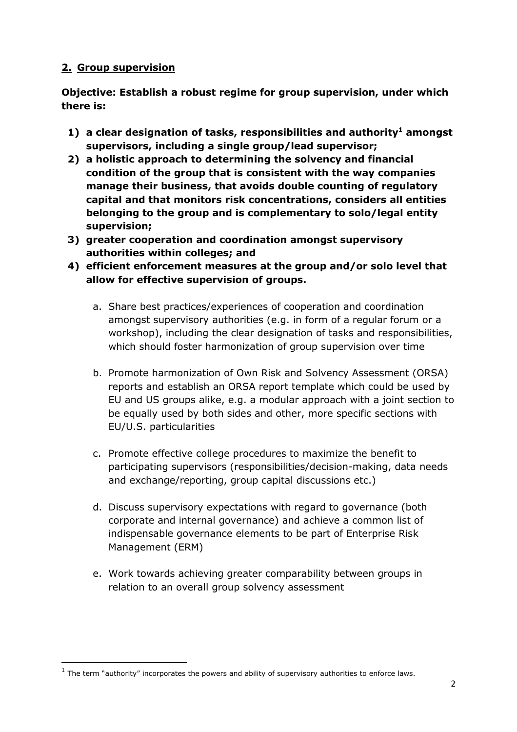## 2. Group supervision

**Objective: Establish a robust regime for group supervision, under which there is:**

1) **a clear designation of tasks, responsibilities and authority[1] amongst supervisors, including a single group/lead supervisor;**
2) **a holistic approach to determining the solvency and financial condition of the group that is consistent with the way companies manage their business, that avoids double counting of regulatory capital and that monitors risk concentrations, considers all entities belonging to the group and is complementary to solo/legal entity supervision;**
3) **greater cooperation and coordination amongst supervisory authorities within colleges; and**
4) **efficient enforcement measures at the group and/or solo level that allow for effective supervision of groups.**

   a. Share best practices/experiences of cooperation and coordination amongst supervisory authorities (e.g. in form of a regular forum or a workshop), including the clear designation of tasks and responsibilities, which should foster harmonization of group supervision over time

   b. Promote harmonization of Own Risk and Solvency Assessment (ORSA) reports and establish an ORSA report template which could be used by EU and US groups alike, e.g. a modular approach with a joint section to be equally used by both sides and other, more specific sections with EU/U.S. particularities

   c. Promote effective college procedures to maximize the benefit to participating supervisors (responsibilities/decision-making, data needs and exchange/reporting, group capital discussions etc.)

   d. Discuss supervisory expectations with regard to governance (both corporate and internal governance) and achieve a common list of indispensable governance elements to be part of Enterprise Risk Management (ERM)

   e. Work towards achieving greater comparability between groups in relation to an overall group solvency assessment

[1] The term "authority" incorporates the powers and ability of supervisory authorities to enforce laws.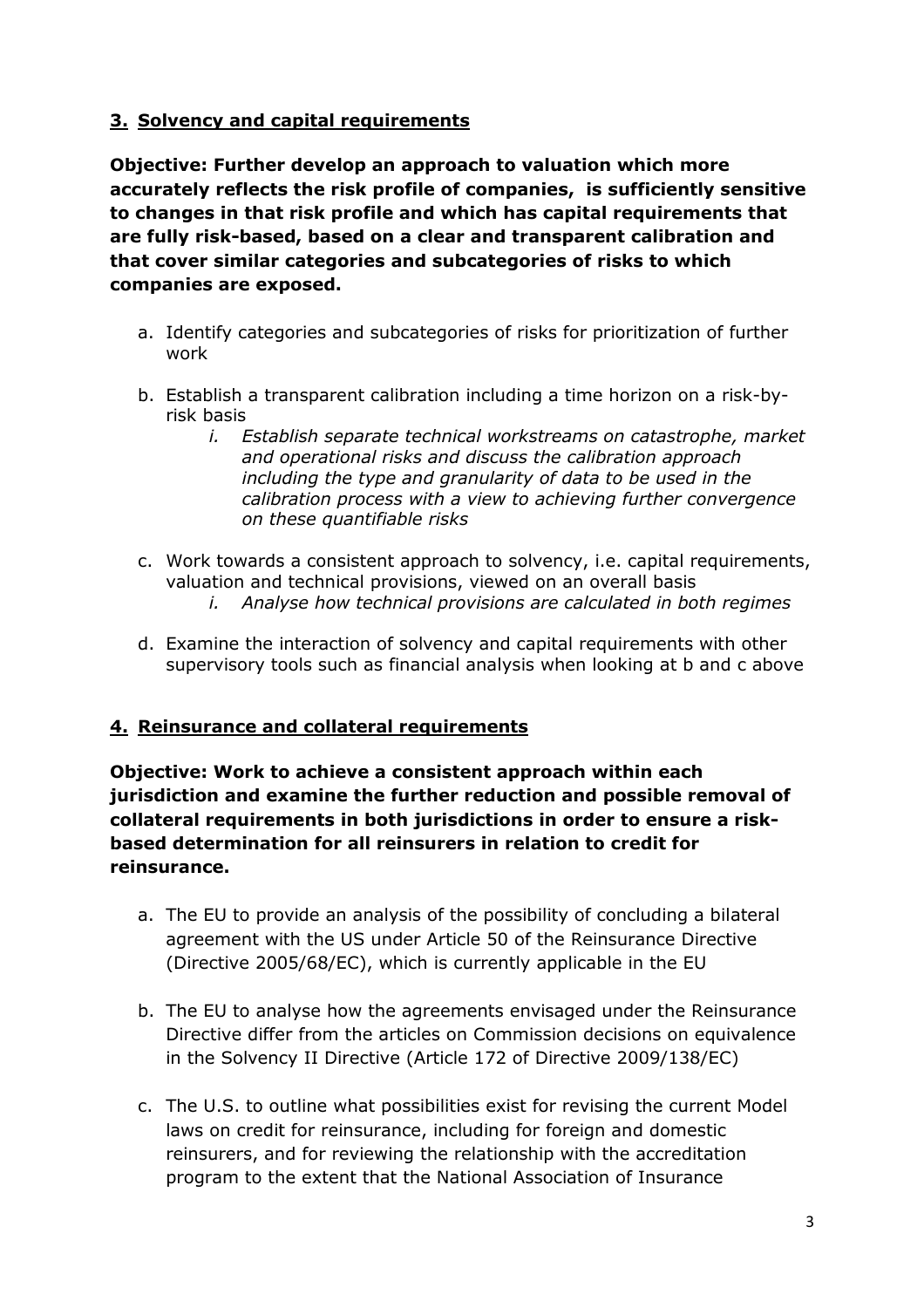## 3. Solvency and capital requirements

**Objective: Further develop an approach to valuation which more accurately reflects the risk profile of companies, is sufficiently sensitive to changes in that risk profile and which has capital requirements that are fully risk-based, based on a clear and transparent calibration and that cover similar categories and subcategories of risks to which companies are exposed.**

a. Identify categories and subcategories of risks for prioritization of further work

b. Establish a transparent calibration including a time horizon on a risk-by-risk basis
   i. *Establish separate technical workstreams on catastrophe, market and operational risks and discuss the calibration approach including the type and granularity of data to be used in the calibration process with a view to achieving further convergence on these quantifiable risks*

c. Work towards a consistent approach to solvency, i.e. capital requirements, valuation and technical provisions, viewed on an overall basis
   i. *Analyse how technical provisions are calculated in both regimes*

d. Examine the interaction of solvency and capital requirements with other supervisory tools such as financial analysis when looking at b and c above

## 4. Reinsurance and collateral requirements

**Objective: Work to achieve a consistent approach within each jurisdiction and examine the further reduction and possible removal of collateral requirements in both jurisdictions in order to ensure a risk-based determination for all reinsurers in relation to credit for reinsurance.**

a. The EU to provide an analysis of the possibility of concluding a bilateral agreement with the US under Article 50 of the Reinsurance Directive (Directive 2005/68/EC), which is currently applicable in the EU

b. The EU to analyse how the agreements envisaged under the Reinsurance Directive differ from the articles on Commission decisions on equivalence in the Solvency II Directive (Article 172 of Directive 2009/138/EC)

c. The U.S. to outline what possibilities exist for revising the current Model laws on credit for reinsurance, including for foreign and domestic reinsurers, and for reviewing the relationship with the accreditation program to the extent that the National Association of Insurance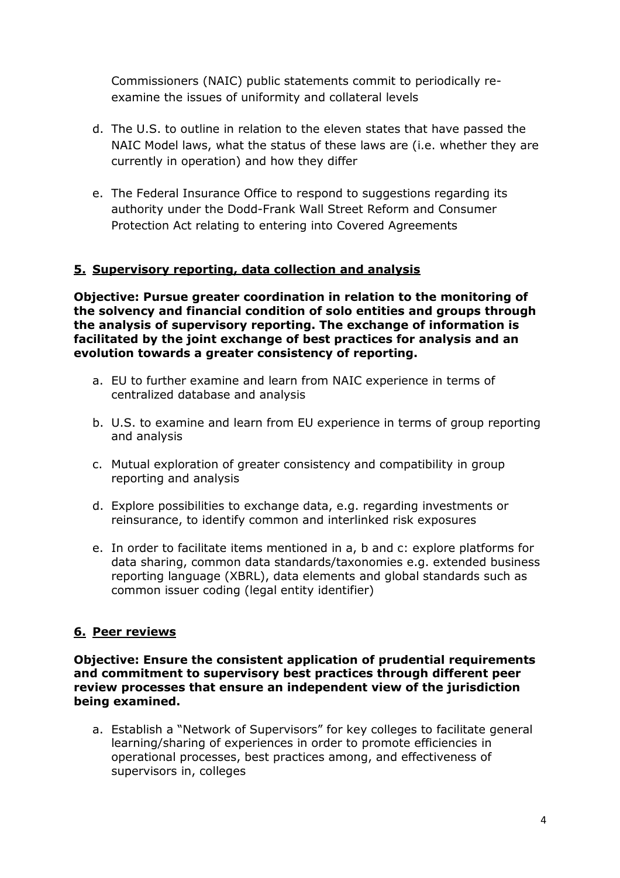Commissioners (NAIC) public statements commit to periodically re-examine the issues of uniformity and collateral levels

d. The U.S. to outline in relation to the eleven states that have passed the NAIC Model laws, what the status of these laws are (i.e. whether they are currently in operation) and how they differ

e. The Federal Insurance Office to respond to suggestions regarding its authority under the Dodd-Frank Wall Street Reform and Consumer Protection Act relating to entering into Covered Agreements

## 5. Supervisory reporting, data collection and analysis

**Objective: Pursue greater coordination in relation to the monitoring of the solvency and financial condition of solo entities and groups through the analysis of supervisory reporting. The exchange of information is facilitated by the joint exchange of best practices for analysis and an evolution towards a greater consistency of reporting.**

a. EU to further examine and learn from NAIC experience in terms of centralized database and analysis

b. U.S. to examine and learn from EU experience in terms of group reporting and analysis

c. Mutual exploration of greater consistency and compatibility in group reporting and analysis

d. Explore possibilities to exchange data, e.g. regarding investments or reinsurance, to identify common and interlinked risk exposures

e. In order to facilitate items mentioned in a, b and c: explore platforms for data sharing, common data standards/taxonomies e.g. extended business reporting language (XBRL), data elements and global standards such as common issuer coding (legal entity identifier)

## 6. Peer reviews

**Objective: Ensure the consistent application of prudential requirements and commitment to supervisory best practices through different peer review processes that ensure an independent view of the jurisdiction being examined.**

a. Establish a "Network of Supervisors" for key colleges to facilitate general learning/sharing of experiences in order to promote efficiencies in operational processes, best practices among, and effectiveness of supervisors in, colleges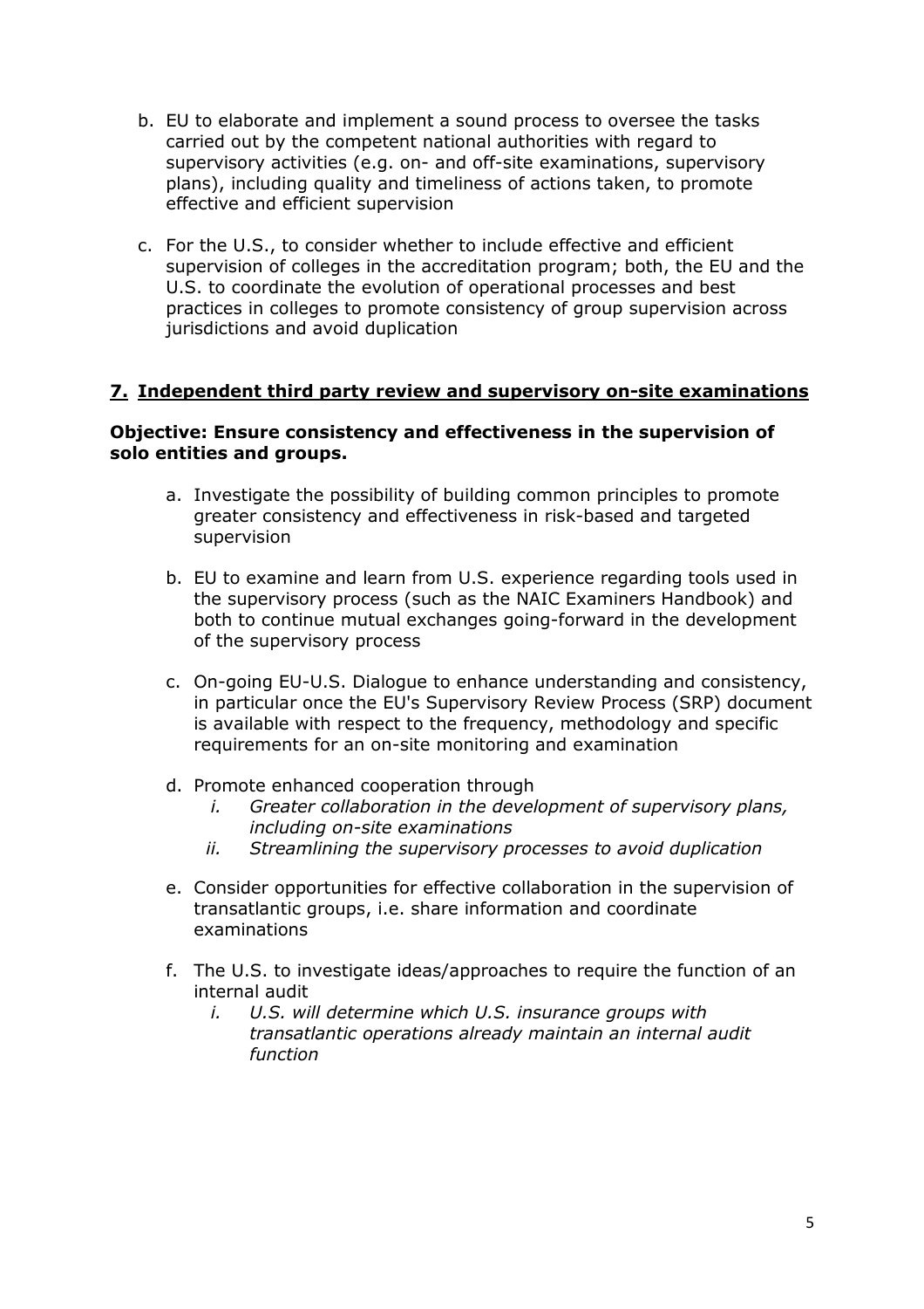b. EU to elaborate and implement a sound process to oversee the tasks carried out by the competent national authorities with regard to supervisory activities (e.g. on- and off-site examinations, supervisory plans), including quality and timeliness of actions taken, to promote effective and efficient supervision

c. For the U.S., to consider whether to include effective and efficient supervision of colleges in the accreditation program; both, the EU and the U.S. to coordinate the evolution of operational processes and best practices in colleges to promote consistency of group supervision across jurisdictions and avoid duplication

## 7. Independent third party review and supervisory on-site examinations

**Objective: Ensure consistency and effectiveness in the supervision of solo entities and groups.**

a. Investigate the possibility of building common principles to promote greater consistency and effectiveness in risk-based and targeted supervision

b. EU to examine and learn from U.S. experience regarding tools used in the supervisory process (such as the NAIC Examiners Handbook) and both to continue mutual exchanges going-forward in the development of the supervisory process

c. On-going EU-U.S. Dialogue to enhance understanding and consistency, in particular once the EU's Supervisory Review Process (SRP) document is available with respect to the frequency, methodology and specific requirements for an on-site monitoring and examination

d. Promote enhanced cooperation through
   i. *Greater collaboration in the development of supervisory plans, including on-site examinations*
   ii. *Streamlining the supervisory processes to avoid duplication*

e. Consider opportunities for effective collaboration in the supervision of transatlantic groups, i.e. share information and coordinate examinations

f. The U.S. to investigate ideas/approaches to require the function of an internal audit
   i. *U.S. will determine which U.S. insurance groups with transatlantic operations already maintain an internal audit function*